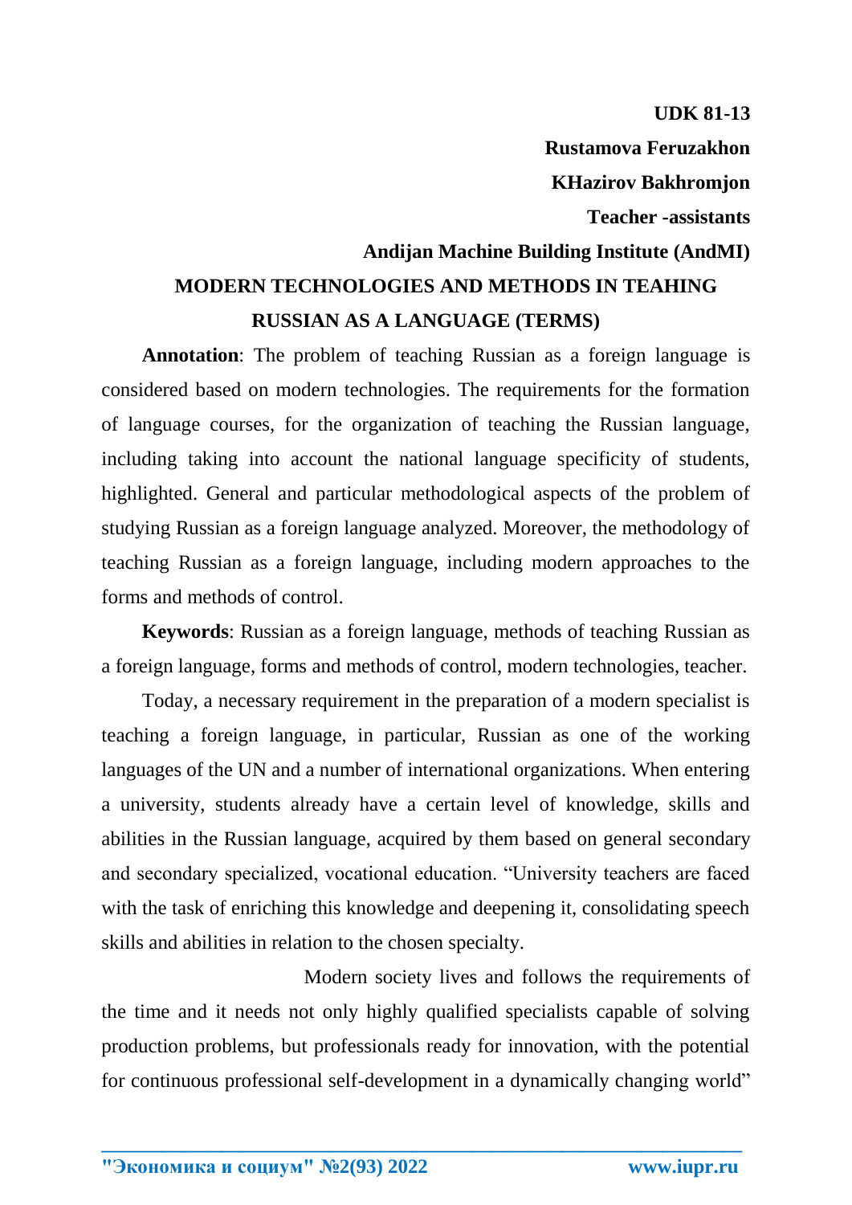**UDK 81-13**

**Rustamova Feruzakhon**

**KHazirov Bakhromjon**

**Teacher -assistants**

**Andijan Machine Building Institute (AndMI)**

# MODERN TECHNOLOGIES AND METHODS IN TEAHING RUSSIAN AS A LANGUAGE (TERMS)

**Annotation**: The problem of teaching Russian as a foreign language is considered based on modern technologies. The requirements for the formation of language courses, for the organization of teaching the Russian language, including taking into account the national language specificity of students, highlighted. General and particular methodological aspects of the problem of studying Russian as a foreign language analyzed. Moreover, the methodology of teaching Russian as a foreign language, including modern approaches to the forms and methods of control.

**Keywords**: Russian as a foreign language, methods of teaching Russian as a foreign language, forms and methods of control, modern technologies, teacher.

Today, a necessary requirement in the preparation of a modern specialist is teaching a foreign language, in particular, Russian as one of the working languages of the UN and a number of international organizations. When entering a university, students already have a certain level of knowledge, skills and abilities in the Russian language, acquired by them based on general secondary and secondary specialized, vocational education. "University teachers are faced with the task of enriching this knowledge and deepening it, consolidating speech skills and abilities in relation to the chosen specialty.

Modern society lives and follows the requirements of the time and it needs not only highly qualified specialists capable of solving production problems, but professionals ready for innovation, with the potential for continuous professional self-development in a dynamically changing world"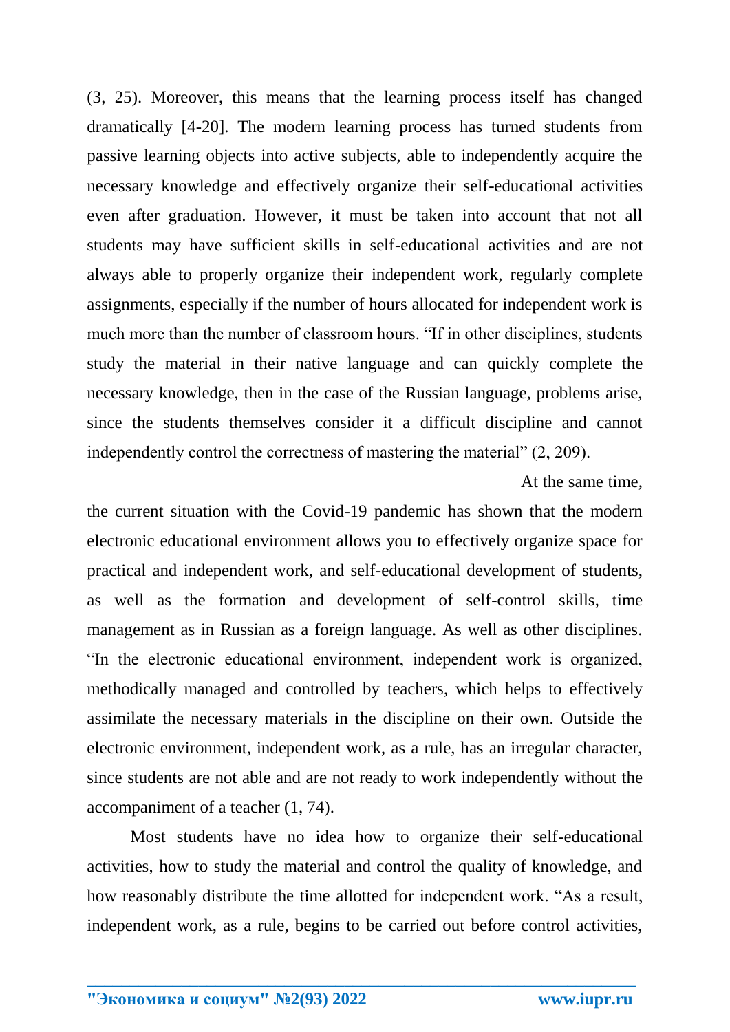(3, 25). Moreover, this means that the learning process itself has changed dramatically [4-20]. The modern learning process has turned students from passive learning objects into active subjects, able to independently acquire the necessary knowledge and effectively organize their self-educational activities even after graduation. However, it must be taken into account that not all students may have sufficient skills in self-educational activities and are not always able to properly organize their independent work, regularly complete assignments, especially if the number of hours allocated for independent work is much more than the number of classroom hours. "If in other disciplines, students study the material in their native language and can quickly complete the necessary knowledge, then in the case of the Russian language, problems arise, since the students themselves consider it a difficult discipline and cannot independently control the correctness of mastering the material" (2, 209).

At the same time, the current situation with the Covid-19 pandemic has shown that the modern electronic educational environment allows you to effectively organize space for practical and independent work, and self-educational development of students, as well as the formation and development of self-control skills, time management as in Russian as a foreign language. As well as other disciplines. "In the electronic educational environment, independent work is organized, methodically managed and controlled by teachers, which helps to effectively assimilate the necessary materials in the discipline on their own. Outside the electronic environment, independent work, as a rule, has an irregular character, since students are not able and are not ready to work independently without the accompaniment of a teacher (1, 74).

Most students have no idea how to organize their self-educational activities, how to study the material and control the quality of knowledge, and how reasonably distribute the time allotted for independent work. "As a result, independent work, as a rule, begins to be carried out before control activities,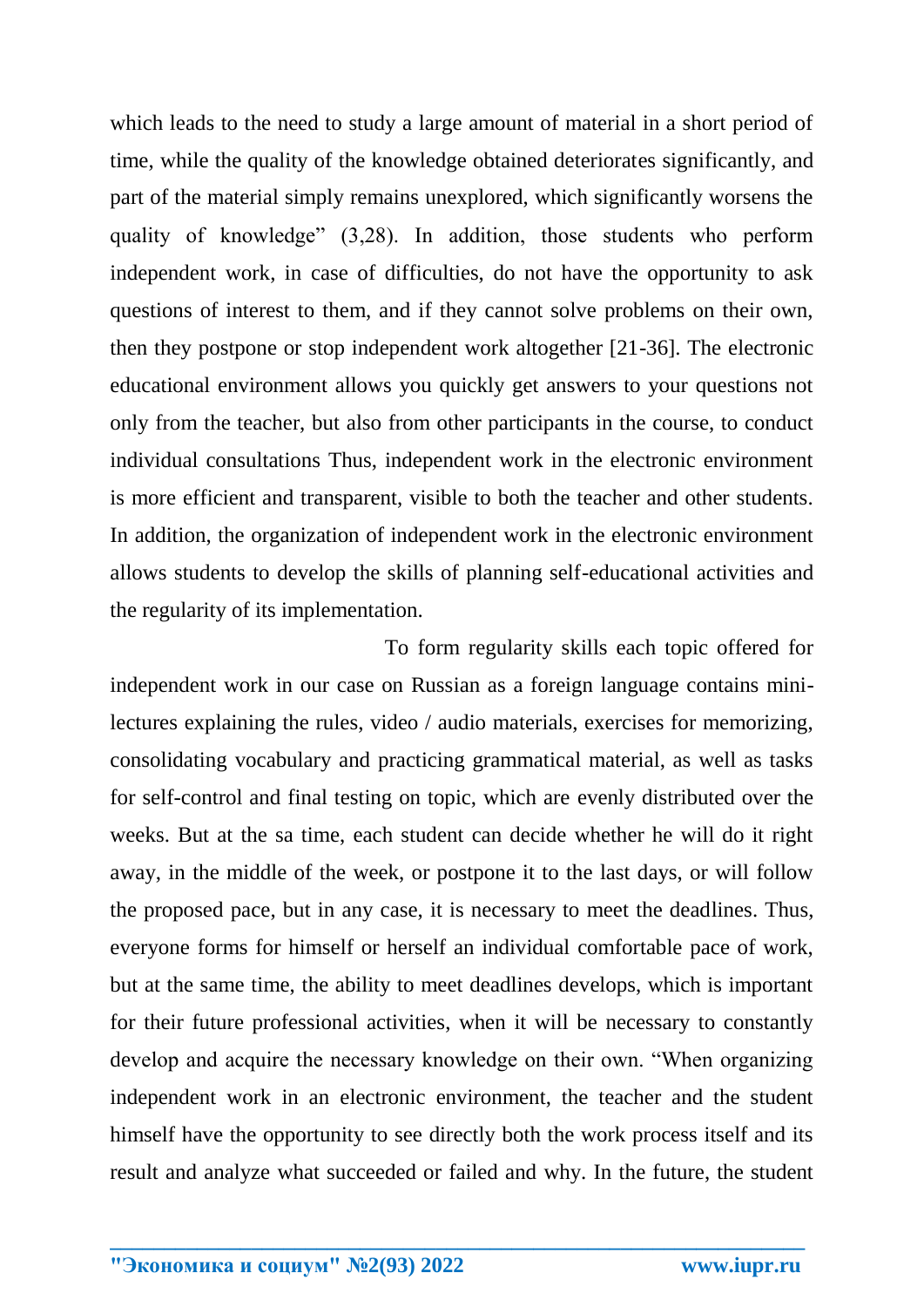which leads to the need to study a large amount of material in a short period of time, while the quality of the knowledge obtained deteriorates significantly, and part of the material simply remains unexplored, which significantly worsens the quality of knowledge" (3,28). In addition, those students who perform independent work, in case of difficulties, do not have the opportunity to ask questions of interest to them, and if they cannot solve problems on their own, then they postpone or stop independent work altogether [21-36]. The electronic educational environment allows you quickly get answers to your questions not only from the teacher, but also from other participants in the course, to conduct individual consultations Thus, independent work in the electronic environment is more efficient and transparent, visible to both the teacher and other students. In addition, the organization of independent work in the electronic environment allows students to develop the skills of planning self-educational activities and the regularity of its implementation.

To form regularity skills each topic offered for independent work in our case on Russian as a foreign language contains mini-lectures explaining the rules, video / audio materials, exercises for memorizing, consolidating vocabulary and practicing grammatical material, as well as tasks for self-control and final testing on topic, which are evenly distributed over the weeks. But at the sa time, each student can decide whether he will do it right away, in the middle of the week, or postpone it to the last days, or will follow the proposed pace, but in any case, it is necessary to meet the deadlines. Thus, everyone forms for himself or herself an individual comfortable pace of work, but at the same time, the ability to meet deadlines develops, which is important for their future professional activities, when it will be necessary to constantly develop and acquire the necessary knowledge on their own. "When organizing independent work in an electronic environment, the teacher and the student himself have the opportunity to see directly both the work process itself and its result and analyze what succeeded or failed and why. In the future, the student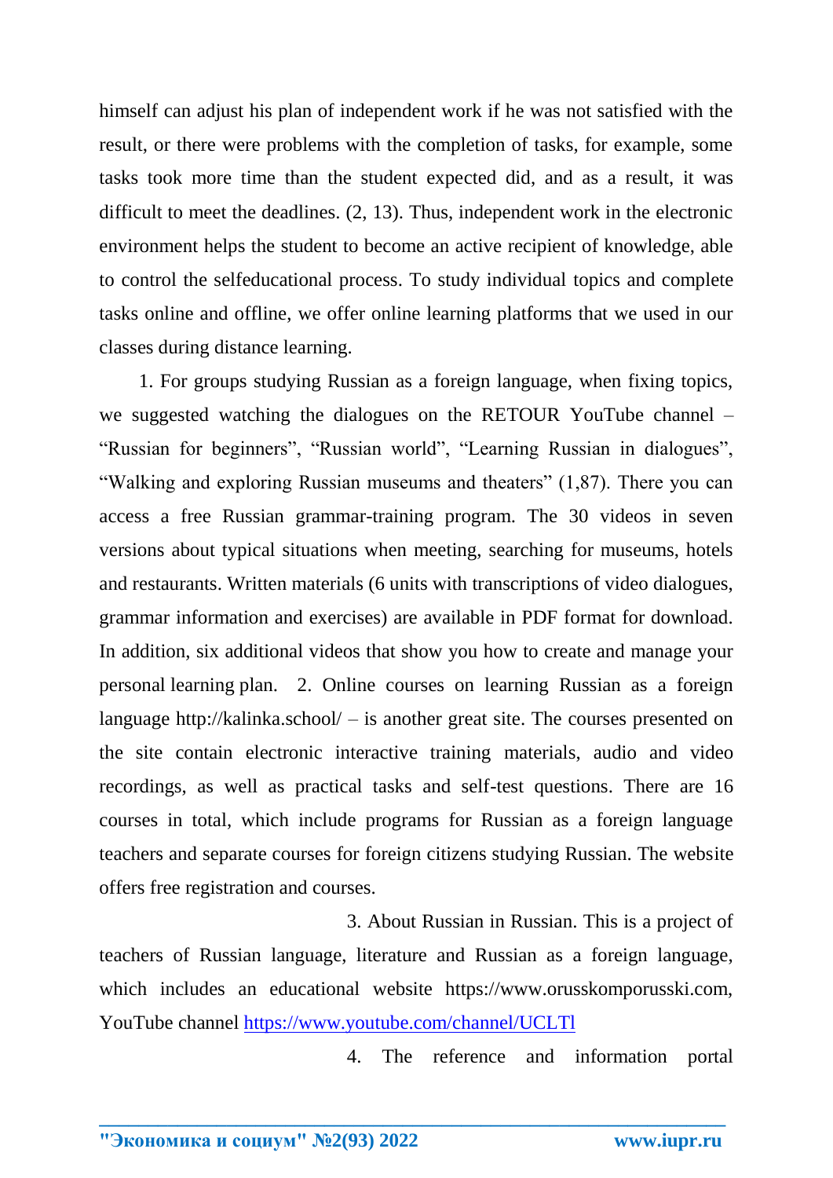himself can adjust his plan of independent work if he was not satisfied with the result, or there were problems with the completion of tasks, for example, some tasks took more time than the student expected did, and as a result, it was difficult to meet the deadlines. (2, 13). Thus, independent work in the electronic environment helps the student to become an active recipient of knowledge, able to control the selfeducational process. To study individual topics and complete tasks online and offline, we offer online learning platforms that we used in our classes during distance learning.

1. For groups studying Russian as a foreign language, when fixing topics, we suggested watching the dialogues on the RETOUR YouTube channel – "Russian for beginners", "Russian world", "Learning Russian in dialogues", "Walking and exploring Russian museums and theaters" (1,87). There you can access a free Russian grammar-training program. The 30 videos in seven versions about typical situations when meeting, searching for museums, hotels and restaurants. Written materials (6 units with transcriptions of video dialogues, grammar information and exercises) are available in PDF format for download. In addition, six additional videos that show you how to create and manage your personal learning plan. 2. Online courses on learning Russian as a foreign language http://kalinka.school/ – is another great site. The courses presented on the site contain electronic interactive training materials, audio and video recordings, as well as practical tasks and self-test questions. There are 16 courses in total, which include programs for Russian as a foreign language teachers and separate courses for foreign citizens studying Russian. The website offers free registration and courses.

3. About Russian in Russian. This is a project of teachers of Russian language, literature and Russian as a foreign language, which includes an educational website https://www.orusskomporusski.com, YouTube channel [https://www.youtube.com/channel/UCLTl](https://www.youtube.com/channel/UCLTl)

4. The reference and information portal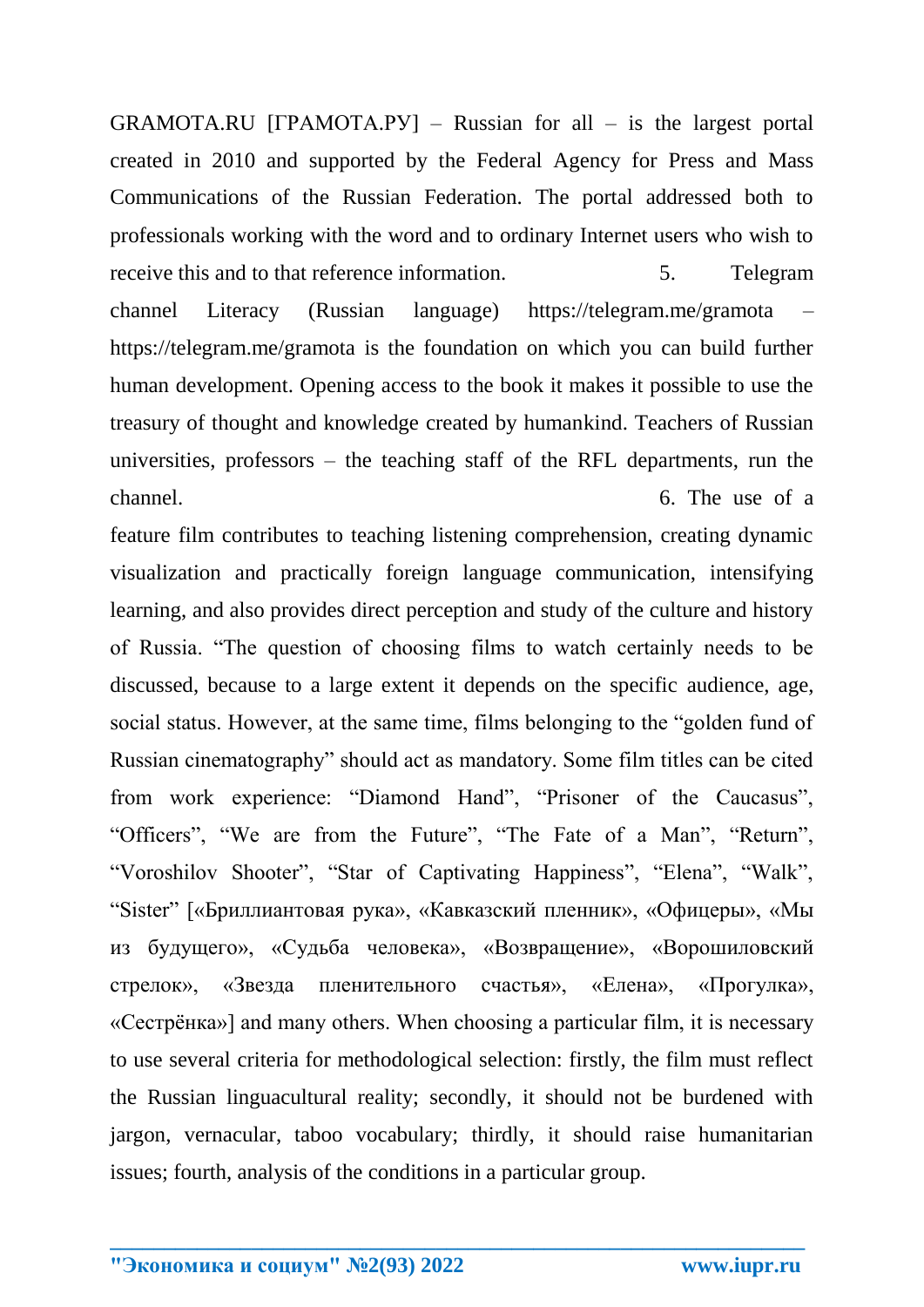GRAMOTA.RU [ГРАМОТА.РУ] – Russian for all – is the largest portal created in 2010 and supported by the Federal Agency for Press and Mass Communications of the Russian Federation. The portal addressed both to professionals working with the word and to ordinary Internet users who wish to receive this and to that reference information.

5. Telegram channel Literacy (Russian language) https://telegram.me/gramota – https://telegram.me/gramota is the foundation on which you can build further human development. Opening access to the book it makes it possible to use the treasury of thought and knowledge created by humankind. Teachers of Russian universities, professors – the teaching staff of the RFL departments, run the channel.

6. The use of a feature film contributes to teaching listening comprehension, creating dynamic visualization and practically foreign language communication, intensifying learning, and also provides direct perception and study of the culture and history of Russia. "The question of choosing films to watch certainly needs to be discussed, because to a large extent it depends on the specific audience, age, social status. However, at the same time, films belonging to the "golden fund of Russian cinematography" should act as mandatory. Some film titles can be cited from work experience: "Diamond Hand", "Prisoner of the Caucasus", "Officers", "We are from the Future", "The Fate of a Man", "Return", "Voroshilov Shooter", "Star of Captivating Happiness", "Elena", "Walk", "Sister" [«Бриллиантовая рука», «Кавказский пленник», «Офицеры», «Мы из будущего», «Судьба человека», «Возвращение», «Ворошиловский стрелок», «Звезда пленительного счастья», «Елена», «Прогулка», «Сестрёнка»] and many others. When choosing a particular film, it is necessary to use several criteria for methodological selection: firstly, the film must reflect the Russian linguacultural reality; secondly, it should not be burdened with jargon, vernacular, taboo vocabulary; thirdly, it should raise humanitarian issues; fourth, analysis of the conditions in a particular group.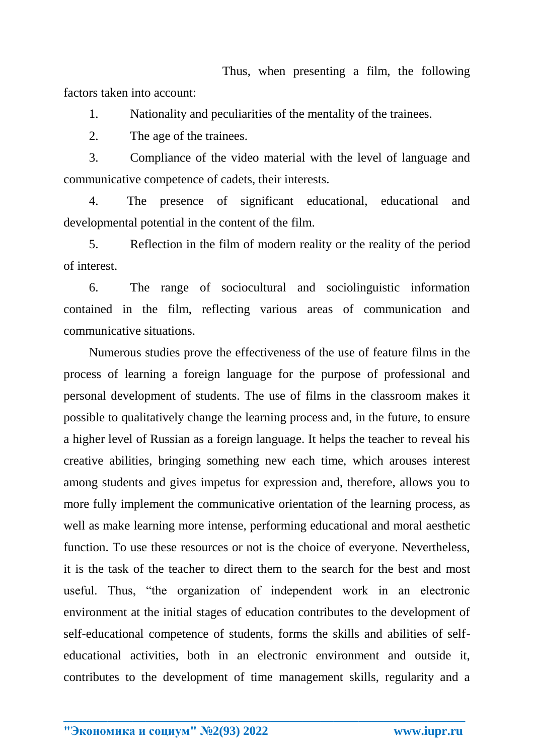Thus, when presenting a film, the following factors taken into account:

1. Nationality and peculiarities of the mentality of the trainees.
2. The age of the trainees.
3. Compliance of the video material with the level of language and communicative competence of cadets, their interests.
4. The presence of significant educational, educational and developmental potential in the content of the film.
5. Reflection in the film of modern reality or the reality of the period of interest.
6. The range of sociocultural and sociolinguistic information contained in the film, reflecting various areas of communication and communicative situations.

Numerous studies prove the effectiveness of the use of feature films in the process of learning a foreign language for the purpose of professional and personal development of students. The use of films in the classroom makes it possible to qualitatively change the learning process and, in the future, to ensure a higher level of Russian as a foreign language. It helps the teacher to reveal his creative abilities, bringing something new each time, which arouses interest among students and gives impetus for expression and, therefore, allows you to more fully implement the communicative orientation of the learning process, as well as make learning more intense, performing educational and moral aesthetic function. To use these resources or not is the choice of everyone. Nevertheless, it is the task of the teacher to direct them to the search for the best and most useful. Thus, "the organization of independent work in an electronic environment at the initial stages of education contributes to the development of self-educational competence of students, forms the skills and abilities of self-educational activities, both in an electronic environment and outside it, contributes to the development of time management skills, regularity and a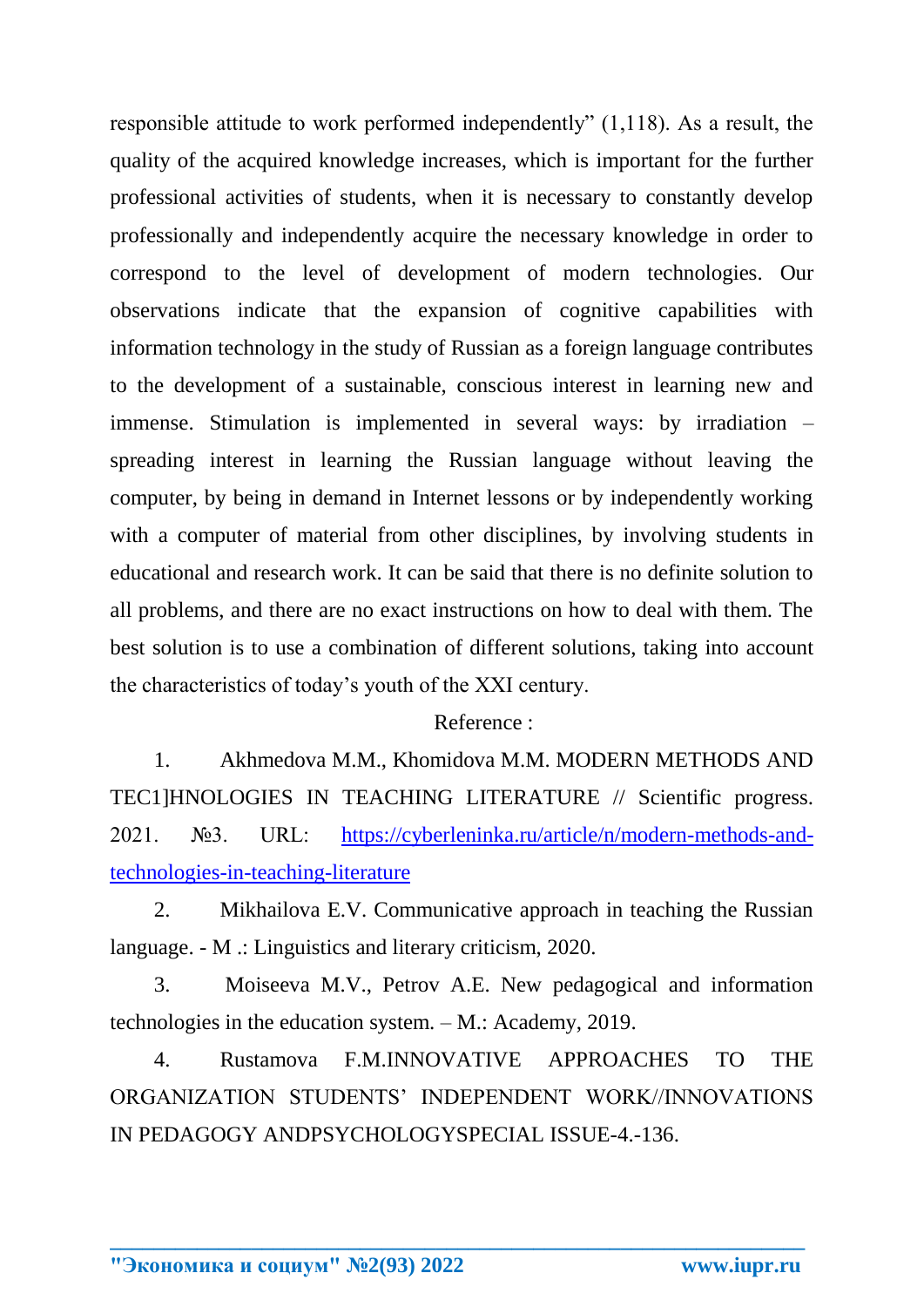responsible attitude to work performed independently" (1,118). As a result, the quality of the acquired knowledge increases, which is important for the further professional activities of students, when it is necessary to constantly develop professionally and independently acquire the necessary knowledge in order to correspond to the level of development of modern technologies. Our observations indicate that the expansion of cognitive capabilities with information technology in the study of Russian as a foreign language contributes to the development of a sustainable, conscious interest in learning new and immense. Stimulation is implemented in several ways: by irradiation – spreading interest in learning the Russian language without leaving the computer, by being in demand in Internet lessons or by independently working with a computer of material from other disciplines, by involving students in educational and research work. It can be said that there is no definite solution to all problems, and there are no exact instructions on how to deal with them. The best solution is to use a combination of different solutions, taking into account the characteristics of today's youth of the XXI century.

## Reference :

1. Akhmedova M.M., Khomidova M.M. MODERN METHODS AND TEC1]HNOLOGIES IN TEACHING LITERATURE // Scientific progress. 2021. №3. URL: [https://cyberleninka.ru/article/n/modern-methods-and-technologies-in-teaching-literature](https://cyberleninka.ru/article/n/modern-methods-and-technologies-in-teaching-literature)
2. Mikhailova E.V. Communicative approach in teaching the Russian language. - M .: Linguistics and literary criticism, 2020.
3. Moiseeva M.V., Petrov A.E. New pedagogical and information technologies in the education system. – M.: Academy, 2019.
4. Rustamova F.M.INNOVATIVE APPROACHES TO THE ORGANIZATION STUDENTS' INDEPENDENT WORK//INNOVATIONS IN PEDAGOGY ANDPSYCHOLOGYSPECIAL ISSUE-4.-136.